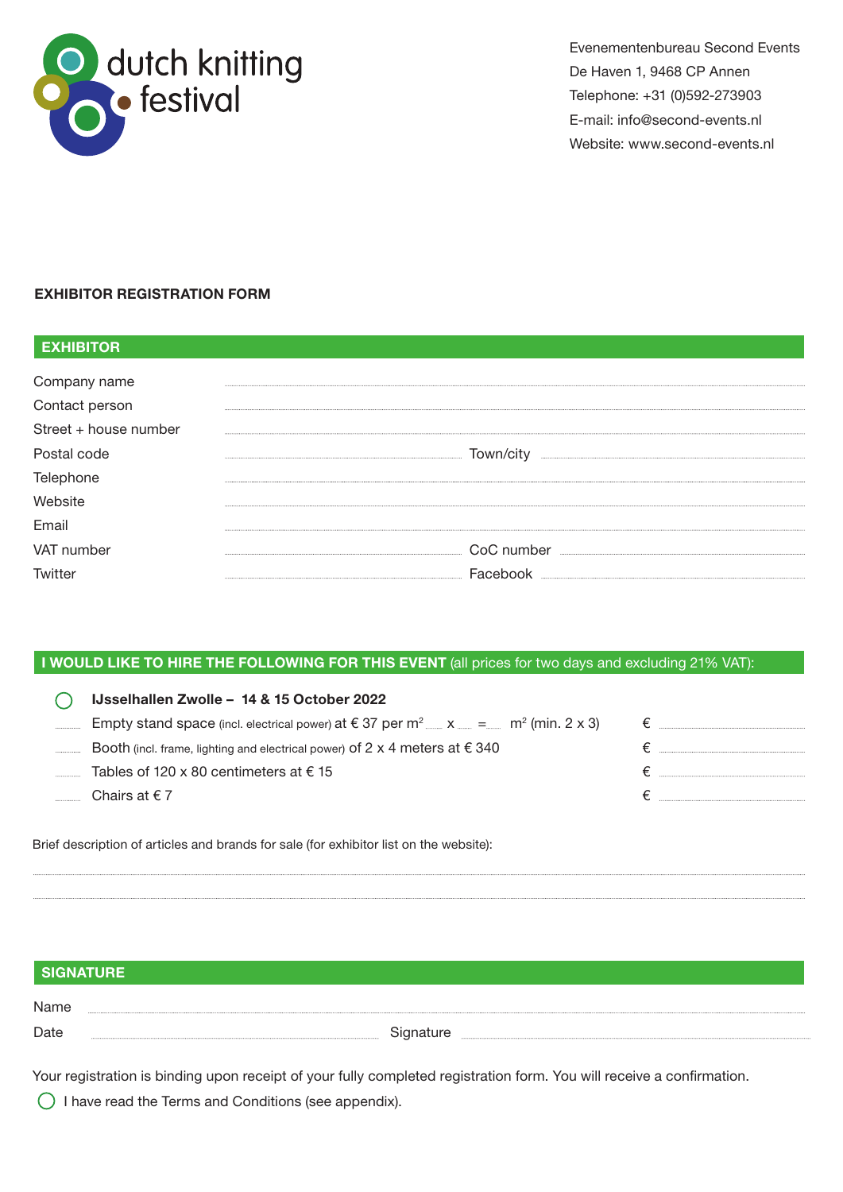dutch knitting festival

Evenementenbureau Second Events
De Haven 1, 9468 CP Annen
Telephone: +31 (0)592-273903
E-mail: info@second-events.nl
Website: www.second-events.nl

## EXHIBITOR REGISTRATION FORM

### EXHIBITOR

Company name ..............................

Contact person ..............................

Street + house number ..............................

Postal code .............................. Town/city ..............................

Telephone ..............................

Website ..............................

Email ..............................

VAT number .............................. CoC number ..............................

Twitter .............................. Facebook ..............................

### I WOULD LIKE TO HIRE THE FOLLOWING FOR THIS EVENT (all prices for two days and excluding 21% VAT):

○ **IJsselhallen Zwolle – 14 & 15 October 2022**

| | | |
|---|---|---|
| ...... | Empty stand space (incl. electrical power) at € 37 per $m^2$ ...... x ...... = ...... $m^2$ (min. 2 x 3) | € .............. |
| ...... | Booth (incl. frame, lighting and electrical power) of 2 x 4 meters at € 340 | € .............. |
| ...... | Tables of 120 x 80 centimeters at € 15 | € .............. |
| ...... | Chairs at € 7 | € .............. |

Brief description of articles and brands for sale (for exhibitor list on the website):

..............................

..............................

### SIGNATURE

Name ..............................

Date .............................. Signature ..............................

Your registration is binding upon receipt of your fully completed registration form. You will receive a confirmation.

○ I have read the Terms and Conditions (see appendix).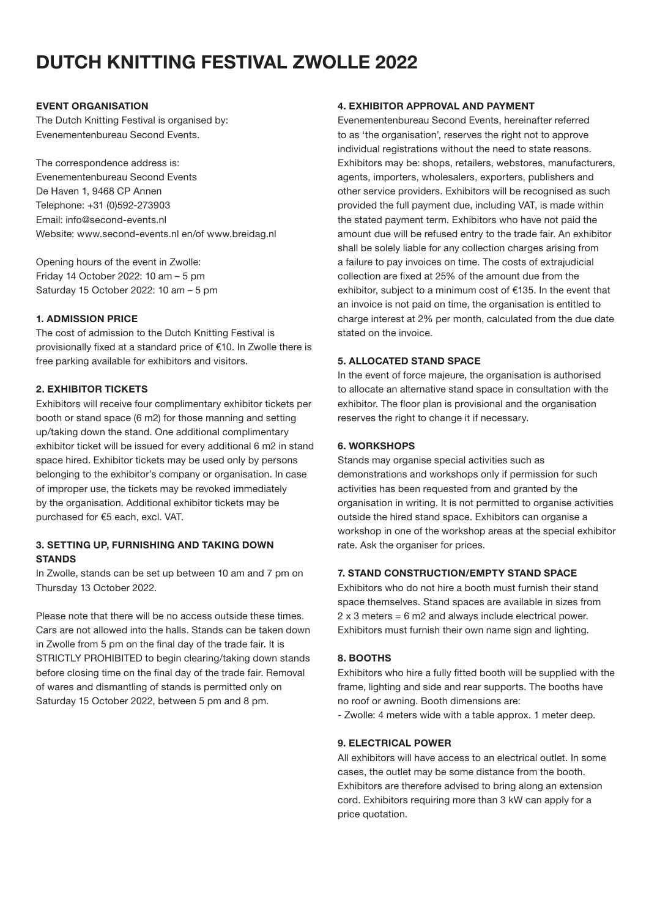# DUTCH KNITTING FESTIVAL ZWOLLE 2022

### EVENT ORGANISATION

The Dutch Knitting Festival is organised by:
Evenementenbureau Second Events.

The correspondence address is:
Evenementenbureau Second Events
De Haven 1, 9468 CP Annen
Telephone: +31 (0)592-273903
Email: info@second-events.nl
Website: www.second-events.nl en/of www.breidag.nl

Opening hours of the event in Zwolle:
Friday 14 October 2022: 10 am – 5 pm
Saturday 15 October 2022: 10 am – 5 pm

### 1. ADMISSION PRICE

The cost of admission to the Dutch Knitting Festival is provisionally fixed at a standard price of €10. In Zwolle there is free parking available for exhibitors and visitors.

### 2. EXHIBITOR TICKETS

Exhibitors will receive four complimentary exhibitor tickets per booth or stand space (6 m2) for those manning and setting up/taking down the stand. One additional complimentary exhibitor ticket will be issued for every additional 6 m2 in stand space hired. Exhibitor tickets may be used only by persons belonging to the exhibitor's company or organisation. In case of improper use, the tickets may be revoked immediately by the organisation. Additional exhibitor tickets may be purchased for €5 each, excl. VAT.

### 3. SETTING UP, FURNISHING AND TAKING DOWN STANDS

In Zwolle, stands can be set up between 10 am and 7 pm on Thursday 13 October 2022.

Please note that there will be no access outside these times. Cars are not allowed into the halls. Stands can be taken down in Zwolle from 5 pm on the final day of the trade fair. It is STRICTLY PROHIBITED to begin clearing/taking down stands before closing time on the final day of the trade fair. Removal of wares and dismantling of stands is permitted only on Saturday 15 October 2022, between 5 pm and 8 pm.

### 4. EXHIBITOR APPROVAL AND PAYMENT

Evenementenbureau Second Events, hereinafter referred to as 'the organisation', reserves the right not to approve individual registrations without the need to state reasons. Exhibitors may be: shops, retailers, webstores, manufacturers, agents, importers, wholesalers, exporters, publishers and other service providers. Exhibitors will be recognised as such provided the full payment due, including VAT, is made within the stated payment term. Exhibitors who have not paid the amount due will be refused entry to the trade fair. An exhibitor shall be solely liable for any collection charges arising from a failure to pay invoices on time. The costs of extrajudicial collection are fixed at 25% of the amount due from the exhibitor, subject to a minimum cost of €135. In the event that an invoice is not paid on time, the organisation is entitled to charge interest at 2% per month, calculated from the due date stated on the invoice.

### 5. ALLOCATED STAND SPACE

In the event of force majeure, the organisation is authorised to allocate an alternative stand space in consultation with the exhibitor. The floor plan is provisional and the organisation reserves the right to change it if necessary.

### 6. WORKSHOPS

Stands may organise special activities such as demonstrations and workshops only if permission for such activities has been requested from and granted by the organisation in writing. It is not permitted to organise activities outside the hired stand space. Exhibitors can organise a workshop in one of the workshop areas at the special exhibitor rate. Ask the organiser for prices.

### 7. STAND CONSTRUCTION/EMPTY STAND SPACE

Exhibitors who do not hire a booth must furnish their stand space themselves. Stand spaces are available in sizes from 2 x 3 meters = 6 m2 and always include electrical power. Exhibitors must furnish their own name sign and lighting.

### 8. BOOTHS

Exhibitors who hire a fully fitted booth will be supplied with the frame, lighting and side and rear supports. The booths have no roof or awning. Booth dimensions are:

- Zwolle: 4 meters wide with a table approx. 1 meter deep.

### 9. ELECTRICAL POWER

All exhibitors will have access to an electrical outlet. In some cases, the outlet may be some distance from the booth. Exhibitors are therefore advised to bring along an extension cord. Exhibitors requiring more than 3 kW can apply for a price quotation.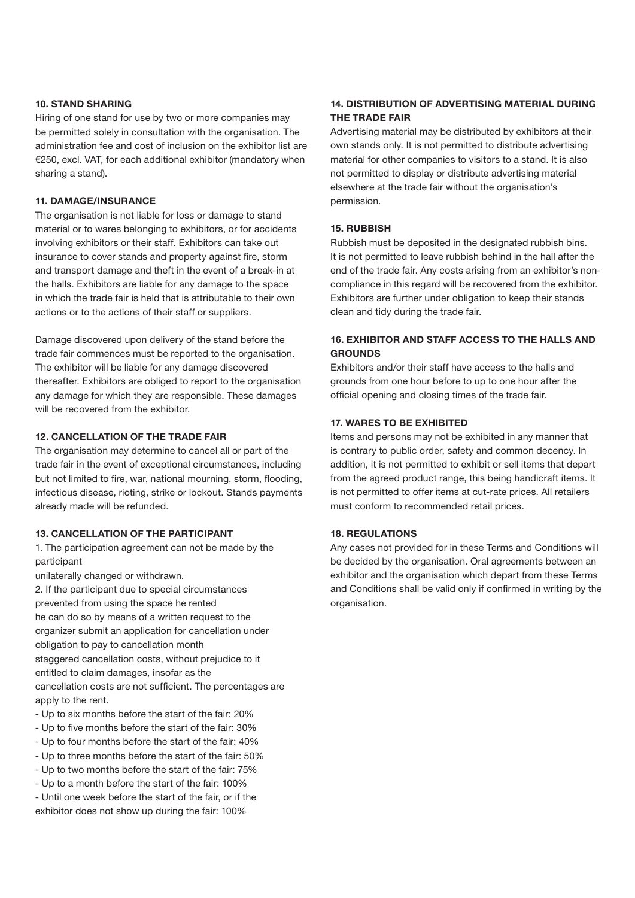#### 10. STAND SHARING

Hiring of one stand for use by two or more companies may be permitted solely in consultation with the organisation. The administration fee and cost of inclusion on the exhibitor list are €250, excl. VAT, for each additional exhibitor (mandatory when sharing a stand).

#### 11. DAMAGE/INSURANCE

The organisation is not liable for loss or damage to stand material or to wares belonging to exhibitors, or for accidents involving exhibitors or their staff. Exhibitors can take out insurance to cover stands and property against fire, storm and transport damage and theft in the event of a break-in at the halls. Exhibitors are liable for any damage to the space in which the trade fair is held that is attributable to their own actions or to the actions of their staff or suppliers.

Damage discovered upon delivery of the stand before the trade fair commences must be reported to the organisation. The exhibitor will be liable for any damage discovered thereafter. Exhibitors are obliged to report to the organisation any damage for which they are responsible. These damages will be recovered from the exhibitor.

#### 12. CANCELLATION OF THE TRADE FAIR

The organisation may determine to cancel all or part of the trade fair in the event of exceptional circumstances, including but not limited to fire, war, national mourning, storm, flooding, infectious disease, rioting, strike or lockout. Stands payments already made will be refunded.

#### 13. CANCELLATION OF THE PARTICIPANT

1. The participation agreement can not be made by the participant
unilaterally changed or withdrawn.
2. If the participant due to special circumstances
prevented from using the space he rented
he can do so by means of a written request to the
organizer submit an application for cancellation under
obligation to pay to cancellation month
staggered cancellation costs, without prejudice to it
entitled to claim damages, insofar as the
cancellation costs are not sufficient. The percentages are
apply to the rent.

- Up to six months before the start of the fair: 20%
- Up to five months before the start of the fair: 30%
- Up to four months before the start of the fair: 40%
- Up to three months before the start of the fair: 50%
- Up to two months before the start of the fair: 75%
- Up to a month before the start of the fair: 100%
- Until one week before the start of the fair, or if the exhibitor does not show up during the fair: 100%

#### 14. DISTRIBUTION OF ADVERTISING MATERIAL DURING THE TRADE FAIR

Advertising material may be distributed by exhibitors at their own stands only. It is not permitted to distribute advertising material for other companies to visitors to a stand. It is also not permitted to display or distribute advertising material elsewhere at the trade fair without the organisation's permission.

#### 15. RUBBISH

Rubbish must be deposited in the designated rubbish bins. It is not permitted to leave rubbish behind in the hall after the end of the trade fair. Any costs arising from an exhibitor's non-compliance in this regard will be recovered from the exhibitor. Exhibitors are further under obligation to keep their stands clean and tidy during the trade fair.

#### 16. EXHIBITOR AND STAFF ACCESS TO THE HALLS AND GROUNDS

Exhibitors and/or their staff have access to the halls and grounds from one hour before to up to one hour after the official opening and closing times of the trade fair.

#### 17. WARES TO BE EXHIBITED

Items and persons may not be exhibited in any manner that is contrary to public order, safety and common decency. In addition, it is not permitted to exhibit or sell items that depart from the agreed product range, this being handicraft items. It is not permitted to offer items at cut-rate prices. All retailers must conform to recommended retail prices.

#### 18. REGULATIONS

Any cases not provided for in these Terms and Conditions will be decided by the organisation. Oral agreements between an exhibitor and the organisation which depart from these Terms and Conditions shall be valid only if confirmed in writing by the organisation.